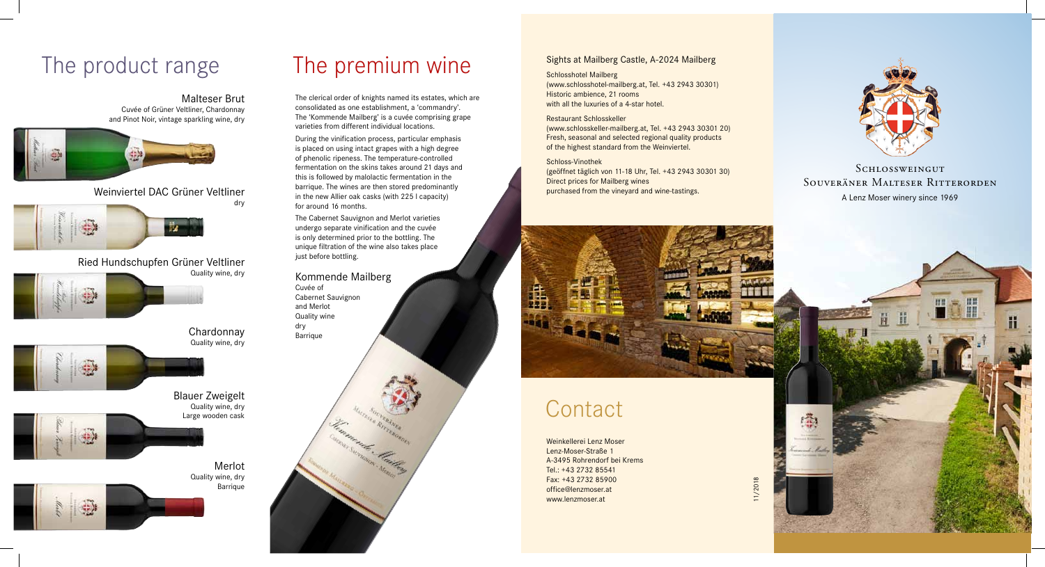# The product range

**Malteser Brut**
Cuvée of Grüner Veltliner, Chardonnay and Pinot Noir, vintage sparkling wine, dry

**Weinviertel DAC Grüner Veltliner**
dry

**Ried Hundschupfen Grüner Veltliner**
Quality wine, dry

**Chardonnay**
Quality wine, dry

**Blauer Zweigelt**
Quality wine, dry
Large wooden cask

**Merlot**
Quality wine, dry
Barrique

# The premium wine

The clerical order of knights named its estates, which are consolidated as one establishment, a 'commandery'. The 'Kommende Mailberg' is a cuvée comprising grape varieties from different individual locations.

During the vinification process, particular emphasis is placed on using intact grapes with a high degree of phenolic ripeness. The temperature-controlled fermentation on the skins takes around 21 days and this is followed by malolactic fermentation in the barrique. The wines are then stored predominantly in the new Allier oak casks (with 225 l capacity) for around 16 months.

The Cabernet Sauvignon and Merlot varieties undergo separate vinification and the cuvée is only determined prior to the bottling. The unique filtration of the wine also takes place just before bottling.

**Kommende Mailberg**
Cuvée of
Cabernet Sauvignon
and Merlot
Quality wine
dry
Barrique

## Sights at Mailberg Castle, A-2024 Mailberg

Schlosshotel Mailberg
(www.schlosshotel-mailberg.at, Tel. +43 2943 30301)
Historic ambience, 21 rooms
with all the luxuries of a 4-star hotel.

Restaurant Schlosskeller
(www.schlosskeller-mailberg.at, Tel. +43 2943 30301 20)
Fresh, seasonal and selected regional quality products
of the highest standard from the Weinviertel.

Schloss-Vinothek
(geöffnet täglich von 11-18 Uhr, Tel. +43 2943 30301 30)
Direct prices for Mailberg wines
purchased from the vineyard and wine-tastings.

# Contact

Weinkellerei Lenz Moser
Lenz-Moser-Straße 1
A-3495 Rohrendorf bei Krems
Tel.: +43 2732 85541
Fax: +43 2732 85900
office@lenzmoser.at
www.lenzmoser.at

11/2018

# Schlossweingut Souveräner Malteser Ritterorden

A Lenz Moser winery since 1969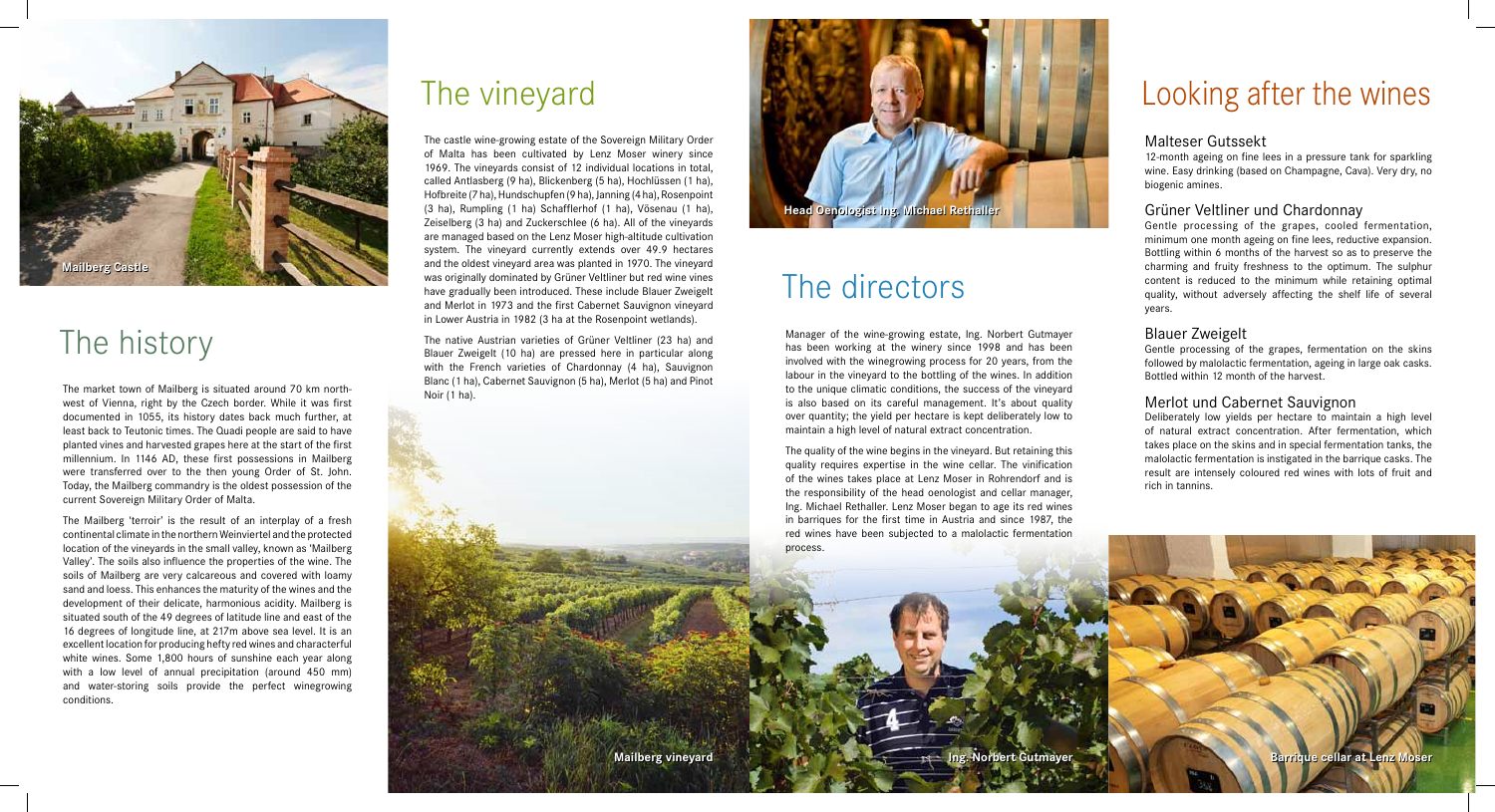Mailberg Castle

# The history

The market town of Mailberg is situated around 70 km north-west of Vienna, right by the Czech border. While it was first documented in 1055, its history dates back much further, at least back to Teutonic times. The Quadi people are said to have planted vines and harvested grapes here at the start of the first millennium. In 1146 AD, these first possessions in Mailberg were transferred over to the then young Order of St. John. Today, the Mailberg commandry is the oldest possession of the current Sovereign Military Order of Malta.

The Mailberg 'terroir' is the result of an interplay of a fresh continental climate in the northern Weinviertel and the protected location of the vineyards in the small valley, known as 'Mailberg Valley'. The soils also influence the properties of the wine. The soils of Mailberg are very calcareous and covered with loamy sand and loess. This enhances the maturity of the wines and the development of their delicate, harmonious acidity. Mailberg is situated south of the 49 degrees of latitude line and east of the 16 degrees of longitude line, at 217m above sea level. It is an excellent location for producing hefty red wines and characterful white wines. Some 1,800 hours of sunshine each year along with a low level of annual precipitation (around 450 mm) and water-storing soils provide the perfect winegrowing conditions.

# The vineyard

The castle wine-growing estate of the Sovereign Military Order of Malta has been cultivated by Lenz Moser winery since 1969. The vineyards consist of 12 individual locations in total, called Antlasberg (9 ha), Blickenberg (5 ha), Hochlüssen (1 ha), Hofbreite (7 ha), Hundschupfen (9 ha), Janning (4 ha), Rosenpoint (3 ha), Rumpling (1 ha) Schafflerhof (1 ha), Vösenau (1 ha), Zeiselberg (3 ha) and Zuckerschlee (6 ha). All of the vineyards are managed based on the Lenz Moser high-altitude cultivation system. The vineyard currently extends over 49.9 hectares and the oldest vineyard area was planted in 1970. The vineyard was originally dominated by Grüner Veltliner but red wine vines have gradually been introduced. These include Blauer Zweigelt and Merlot in 1973 and the first Cabernet Sauvignon vineyard in Lower Austria in 1982 (3 ha at the Rosenpoint wetlands).

The native Austrian varieties of Grüner Veltliner (23 ha) and Blauer Zweigelt (10 ha) are pressed here in particular along with the French varieties of Chardonnay (4 ha), Sauvignon Blanc (1 ha), Cabernet Sauvignon (5 ha), Merlot (5 ha) and Pinot Noir (1 ha).

Mailberg vineyard

Head Oenologist Ing. Michael Rethaller

# The directors

Manager of the wine-growing estate, Ing. Norbert Gutmayer has been working at the winery since 1998 and has been involved with the winegrowing process for 20 years, from the labour in the vineyard to the bottling of the wines. In addition to the unique climatic conditions, the success of the vineyard is also based on its careful management. It's about quality over quantity; the yield per hectare is kept deliberately low to maintain a high level of natural extract concentration.

The quality of the wine begins in the vineyard. But retaining this quality requires expertise in the wine cellar. The vinification of the wines takes place at Lenz Moser in Rohrendorf and is the responsibility of the head oenologist and cellar manager, Ing. Michael Rethaller. Lenz Moser began to age its red wines in barriques for the first time in Austria and since 1987, the red wines have been subjected to a malolactic fermentation process.

Ing. Norbert Gutmayer

# Looking after the wines

## Malteser Gutssekt

12-month ageing on fine lees in a pressure tank for sparkling wine. Easy drinking (based on Champagne, Cava). Very dry, no biogenic amines.

## Grüner Veltliner und Chardonnay

Gentle processing of the grapes, cooled fermentation, minimum one month ageing on fine lees, reductive expansion. Bottling within 6 months of the harvest so as to preserve the charming and fruity freshness to the optimum. The sulphur content is reduced to the minimum while retaining optimal quality, without adversely affecting the shelf life of several years.

## Blauer Zweigelt

Gentle processing of the grapes, fermentation on the skins followed by malolactic fermentation, ageing in large oak casks. Bottled within 12 month of the harvest.

## Merlot und Cabernet Sauvignon

Deliberately low yields per hectare to maintain a high level of natural extract concentration. After fermentation, which takes place on the skins and in special fermentation tanks, the malolactic fermentation is instigated in the barrique casks. The result are intensely coloured red wines with lots of fruit and rich in tannins.

Barrique cellar at Lenz Moser